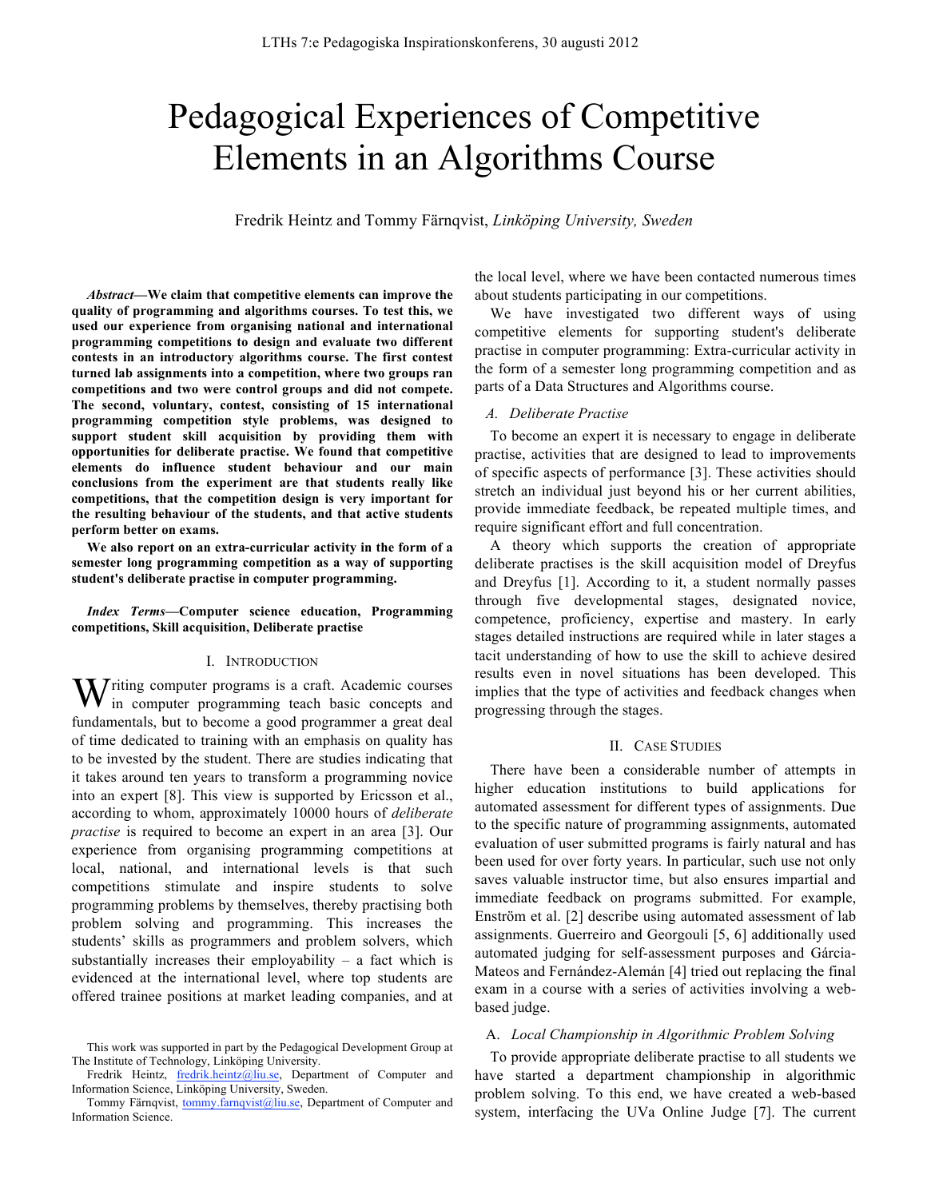# Pedagogical Experiences of Competitive Elements in an Algorithms Course

Fredrik Heintz and Tommy Färnqvist, *Linköping University, Sweden*

***Abstract*—We claim that competitive elements can improve the quality of programming and algorithms courses. To test this, we used our experience from organising national and international programming competitions to design and evaluate two different contests in an introductory algorithms course. The first contest turned lab assignments into a competition, where two groups ran competitions and two were control groups and did not compete. The second, voluntary, contest, consisting of 15 international programming competition style problems, was designed to support student skill acquisition by providing them with opportunities for deliberate practise. We found that competitive elements do influence student behaviour and our main conclusions from the experiment are that students really like competitions, that the competition design is very important for the resulting behaviour of the students, and that active students perform better on exams.**

**We also report on an extra-curricular activity in the form of a semester long programming competition as a way of supporting student's deliberate practise in computer programming.**

***Index Terms*—Computer science education, Programming competitions, Skill acquisition, Deliberate practise**

## I. Introduction

Writing computer programs is a craft. Academic courses in computer programming teach basic concepts and fundamentals, but to become a good programmer a great deal of time dedicated to training with an emphasis on quality has to be invested by the student. There are studies indicating that it takes around ten years to transform a programming novice into an expert [8]. This view is supported by Ericsson et al., according to whom, approximately 10000 hours of *deliberate practise* is required to become an expert in an area [3]. Our experience from organising programming competitions at local, national, and international levels is that such competitions stimulate and inspire students to solve programming problems by themselves, thereby practising both problem solving and programming. This increases the students' skills as programmers and problem solvers, which substantially increases their employability – a fact which is evidenced at the international level, where top students are offered trainee positions at market leading companies, and at the local level, where we have been contacted numerous times about students participating in our competitions.

We have investigated two different ways of using competitive elements for supporting student's deliberate practise in computer programming: Extra-curricular activity in the form of a semester long programming competition and as parts of a Data Structures and Algorithms course.

### A. Deliberate Practise

To become an expert it is necessary to engage in deliberate practise, activities that are designed to lead to improvements of specific aspects of performance [3]. These activities should stretch an individual just beyond his or her current abilities, provide immediate feedback, be repeated multiple times, and require significant effort and full concentration.

A theory which supports the creation of appropriate deliberate practises is the skill acquisition model of Dreyfus and Dreyfus [1]. According to it, a student normally passes through five developmental stages, designated novice, competence, proficiency, expertise and mastery. In early stages detailed instructions are required while in later stages a tacit understanding of how to use the skill to achieve desired results even in novel situations has been developed. This implies that the type of activities and feedback changes when progressing through the stages.

## II. Case Studies

There have been a considerable number of attempts in higher education institutions to build applications for automated assessment for different types of assignments. Due to the specific nature of programming assignments, automated evaluation of user submitted programs is fairly natural and has been used for over forty years. In particular, such use not only saves valuable instructor time, but also ensures impartial and immediate feedback on programs submitted. For example, Enström et al. [2] describe using automated assessment of lab assignments. Guerreiro and Georgouli [5, 6] additionally used automated judging for self-assessment purposes and Gárcia-Mateos and Fernández-Alemán [4] tried out replacing the final exam in a course with a series of activities involving a web-based judge.

### A. Local Championship in Algorithmic Problem Solving

To provide appropriate deliberate practise to all students we have started a department championship in algorithmic problem solving. To this end, we have created a web-based system, interfacing the UVa Online Judge [7]. The current

This work was supported in part by the Pedagogical Development Group at The Institute of Technology, Linköping University.

Fredrik Heintz, fredrik.heintz@liu.se, Department of Computer and Information Science, Linköping University, Sweden.

Tommy Färnqvist, tommy.farnqvist@liu.se, Department of Computer and Information Science.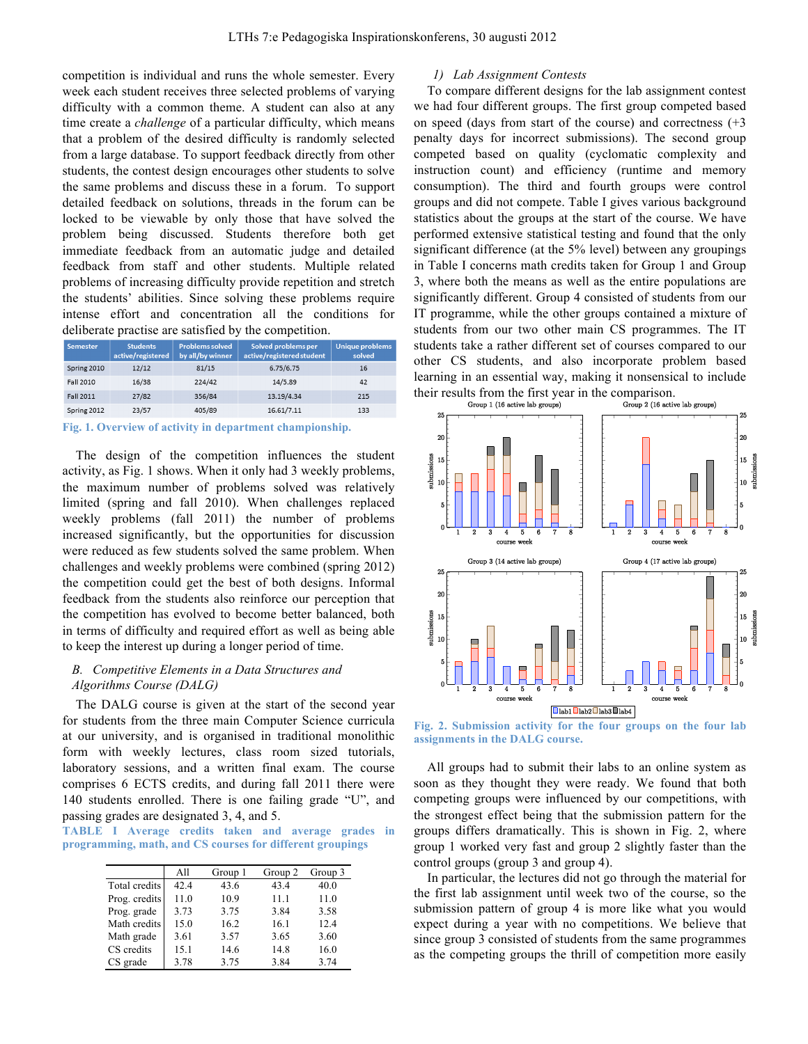competition is individual and runs the whole semester. Every week each student receives three selected problems of varying difficulty with a common theme. A student can also at any time create a *challenge* of a particular difficulty, which means that a problem of the desired difficulty is randomly selected from a large database. To support feedback directly from other students, the contest design encourages other students to solve the same problems and discuss these in a forum. To support detailed feedback on solutions, threads in the forum can be locked to be viewable by only those that have solved the problem being discussed. Students therefore both get immediate feedback from an automatic judge and detailed feedback from staff and other students. Multiple related problems of increasing difficulty provide repetition and stretch the students' abilities. Since solving these problems require intense effort and concentration all the conditions for deliberate practise are satisfied by the competition.

| Semester | Students active/registered | Problems solved by all/by winner | Solved problems per active/registered student | Unique problems solved |
|---|---|---|---|---|
| Spring 2010 | 12/12 | 81/15 | 6.75/6.75 | 16 |
| Fall 2010 | 16/38 | 224/42 | 14/5.89 | 42 |
| Fall 2011 | 27/82 | 356/84 | 13.19/4.34 | 215 |
| Spring 2012 | 23/57 | 405/89 | 16.61/7.11 | 133 |

**Fig. 1. Overview of activity in department championship.**

The design of the competition influences the student activity, as Fig. 1 shows. When it only had 3 weekly problems, the maximum number of problems solved was relatively limited (spring and fall 2010). When challenges replaced weekly problems (fall 2011) the number of problems increased significantly, but the opportunities for discussion were reduced as few students solved the same problem. When challenges and weekly problems were combined (spring 2012) the competition could get the best of both designs. Informal feedback from the students also reinforce our perception that the competition has evolved to become better balanced, both in terms of difficulty and required effort as well as being able to keep the interest up during a longer period of time.

## B. *Competitive Elements in a Data Structures and Algorithms Course (DALG)*

The DALG course is given at the start of the second year for students from the three main Computer Science curricula at our university, and is organised in traditional monolithic form with weekly lectures, class room sized tutorials, laboratory sessions, and a written final exam. The course comprises 6 ECTS credits, and during fall 2011 there were 140 students enrolled. There is one failing grade "U", and passing grades are designated 3, 4, and 5.

**TABLE I Average credits taken and average grades in programming, math, and CS courses for different groupings**

| | All | Group 1 | Group 2 | Group 3 |
|---|---|---|---|---|
| Total credits | 42.4 | 43.6 | 43.4 | 40.0 |
| Prog. credits | 11.0 | 10.9 | 11.1 | 11.0 |
| Prog. grade | 3.73 | 3.75 | 3.84 | 3.58 |
| Math credits | 15.0 | 16.2 | 16.1 | 12.4 |
| Math grade | 3.61 | 3.57 | 3.65 | 3.60 |
| CS credits | 15.1 | 14.6 | 14.8 | 16.0 |
| CS grade | 3.78 | 3.75 | 3.84 | 3.74 |

### 1) *Lab Assignment Contests*

To compare different designs for the lab assignment contest we had four different groups. The first group competed based on speed (days from start of the course) and correctness (+3 penalty days for incorrect submissions). The second group competed based on quality (cyclomatic complexity and instruction count) and efficiency (runtime and memory consumption). The third and fourth groups were control groups and did not compete. Table I gives various background statistics about the groups at the start of the course. We have performed extensive statistical testing and found that the only significant difference (at the 5% level) between any groupings in Table I concerns math credits taken for Group 1 and Group 3, where both the means as well as the entire populations are significantly different. Group 4 consisted of students from our IT programme, while the other groups contained a mixture of students from our two other main CS programmes. The IT students take a rather different set of courses compared to our other CS students, and also incorporate problem based learning in an essential way, making it nonsensical to include their results from the first year in the comparison.

**Fig. 2. Submission activity for the four groups on the four lab assignments in the DALG course.**

All groups had to submit their labs to an online system as soon as they thought they were ready. We found that both competing groups were influenced by our competitions, with the strongest effect being that the submission pattern for the groups differs dramatically. This is shown in Fig. 2, where group 1 worked very fast and group 2 slightly faster than the control groups (group 3 and group 4).

In particular, the lectures did not go through the material for the first lab assignment until week two of the course, so the submission pattern of group 4 is more like what you would expect during a year with no competitions. We believe that since group 3 consisted of students from the same programmes as the competing groups the thrill of competition more easily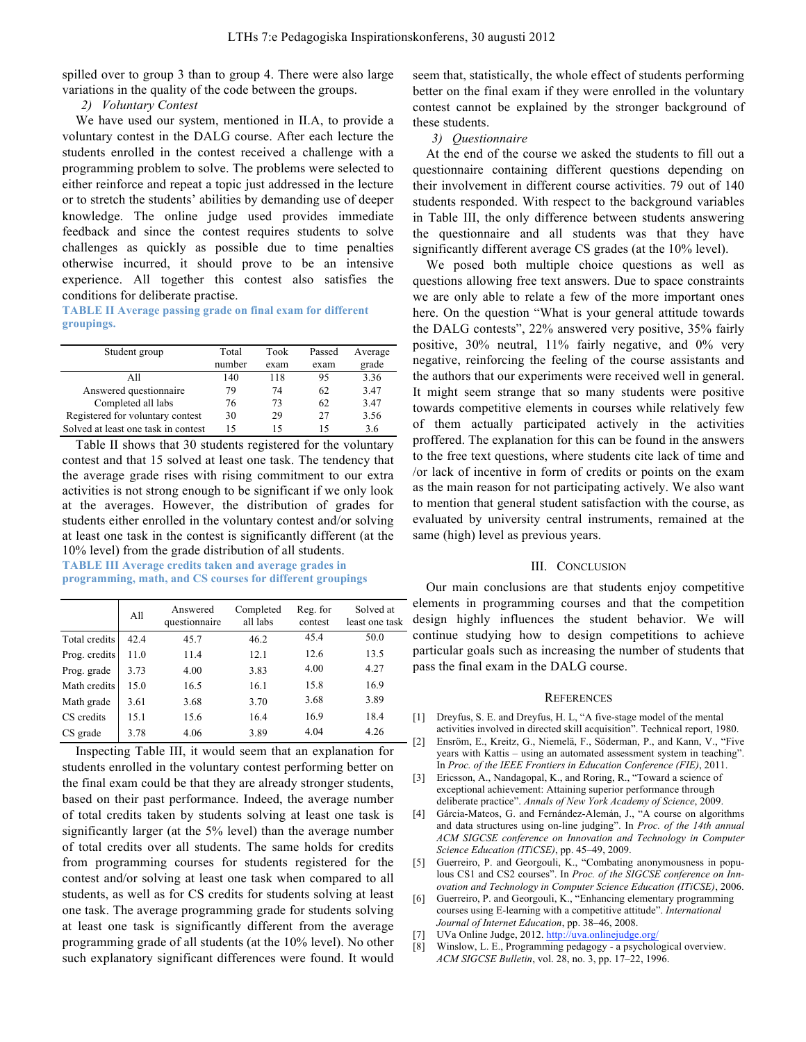spilled over to group 3 than to group 4. There were also large variations in the quality of the code between the groups.

*2) Voluntary Contest*

We have used our system, mentioned in II.A, to provide a voluntary contest in the DALG course. After each lecture the students enrolled in the contest received a challenge with a programming problem to solve. The problems were selected to either reinforce and repeat a topic just addressed in the lecture or to stretch the students' abilities by demanding use of deeper knowledge. The online judge used provides immediate feedback and since the contest requires students to solve challenges as quickly as possible due to time penalties otherwise incurred, it should prove to be an intensive experience. All together this contest also satisfies the conditions for deliberate practise.

**TABLE II Average passing grade on final exam for different groupings.**

| Student group | Total number | Took exam | Passed exam | Average grade |
|---|---|---|---|---|
| All | 140 | 118 | 95 | 3.36 |
| Answered questionnaire | 79 | 74 | 62 | 3.47 |
| Completed all labs | 76 | 73 | 62 | 3.47 |
| Registered for voluntary contest | 30 | 29 | 27 | 3.56 |
| Solved at least one task in contest | 15 | 15 | 15 | 3.6 |

Table II shows that 30 students registered for the voluntary contest and that 15 solved at least one task. The tendency that the average grade rises with rising commitment to our extra activities is not strong enough to be significant if we only look at the averages. However, the distribution of grades for students either enrolled in the voluntary contest and/or solving at least one task in the contest is significantly different (at the 10% level) from the grade distribution of all students.

**TABLE III Average credits taken and average grades in programming, math, and CS courses for different groupings**

| | All | Answered questionnaire | Completed all labs | Reg. for contest | Solved at least one task |
|---|---|---|---|---|---|
| Total credits | 42.4 | 45.7 | 46.2 | 45.4 | 50.0 |
| Prog. credits | 11.0 | 11.4 | 12.1 | 12.6 | 13.5 |
| Prog. grade | 3.73 | 4.00 | 3.83 | 4.00 | 4.27 |
| Math credits | 15.0 | 16.5 | 16.1 | 15.8 | 16.9 |
| Math grade | 3.61 | 3.68 | 3.70 | 3.68 | 3.89 |
| CS credits | 15.1 | 15.6 | 16.4 | 16.9 | 18.4 |
| CS grade | 3.78 | 4.06 | 3.89 | 4.04 | 4.26 |

Inspecting Table III, it would seem that an explanation for students enrolled in the voluntary contest performing better on the final exam could be that they are already stronger students, based on their past performance. Indeed, the average number of total credits taken by students solving at least one task is significantly larger (at the 5% level) than the average number of total credits over all students. The same holds for credits from programming courses for students registered for the contest and/or solving at least one task when compared to all students, as well as for CS credits for students solving at least one task. The average programming grade for students solving at least one task is significantly different from the average programming grade of all students (at the 10% level). No other such explanatory significant differences were found. It would seem that, statistically, the whole effect of students performing better on the final exam if they were enrolled in the voluntary contest cannot be explained by the stronger background of these students.

*3) Questionnaire*

At the end of the course we asked the students to fill out a questionnaire containing different questions depending on their involvement in different course activities. 79 out of 140 students responded. With respect to the background variables in Table III, the only difference between students answering the questionnaire and all students was that they have significantly different average CS grades (at the 10% level).

We posed both multiple choice questions as well as questions allowing free text answers. Due to space constraints we are only able to relate a few of the more important ones here. On the question "What is your general attitude towards the DALG contests", 22% answered very positive, 35% fairly positive, 30% neutral, 11% fairly negative, and 0% very negative, reinforcing the feeling of the course assistants and the authors that our experiments were received well in general. It might seem strange that so many students were positive towards competitive elements in courses while relatively few of them actually participated actively in the activities proffered. The explanation for this can be found in the answers to the free text questions, where students cite lack of time and /or lack of incentive in form of credits or points on the exam as the main reason for not participating actively. We also want to mention that general student satisfaction with the course, as evaluated by university central instruments, remained at the same (high) level as previous years.

## III. Conclusion

Our main conclusions are that students enjoy competitive elements in programming courses and that the competition design highly influences the student behavior. We will continue studying how to design competitions to achieve particular goals such as increasing the number of students that pass the final exam in the DALG course.

## References

[1] Dreyfus, S. E. and Dreyfus, H. L, "A five-stage model of the mental activities involved in directed skill acquisition". Technical report, 1980.

[2] Ensröm, E., Kreitz, G., Niemelä, F., Söderman, P., and Kann, V., "Five years with Kattis – using an automated assessment system in teaching". In *Proc. of the IEEE Frontiers in Education Conference (FIE)*, 2011.

[3] Ericsson, A., Nandagopal, K., and Roring, R., "Toward a science of exceptional achievement: Attaining superior performance through deliberate practice". *Annals of New York Academy of Science*, 2009.

[4] Gárcia-Mateos, G. and Fernández-Alemán, J., "A course on algorithms and data structures using on-line judging". In *Proc. of the 14th annual ACM SIGCSE conference on Innovation and Technology in Computer Science Education (ITiCSE)*, pp. 45–49, 2009.

[5] Guerreiro, P. and Georgouli, K., "Combating anonymousness in populous CS1 and CS2 courses". In *Proc. of the SIGCSE conference on Innovation and Technology in Computer Science Education (ITiCSE)*, 2006.

[6] Guerreiro, P. and Georgouli, K., "Enhancing elementary programming courses using E-learning with a competitive attitude". *International Journal of Internet Education*, pp. 38–46, 2008.

[7] UVa Online Judge, 2012. http://uva.onlinejudge.org/

[8] Winslow, L. E., Programming pedagogy - a psychological overview. *ACM SIGCSE Bulletin*, vol. 28, no. 3, pp. 17–22, 1996.